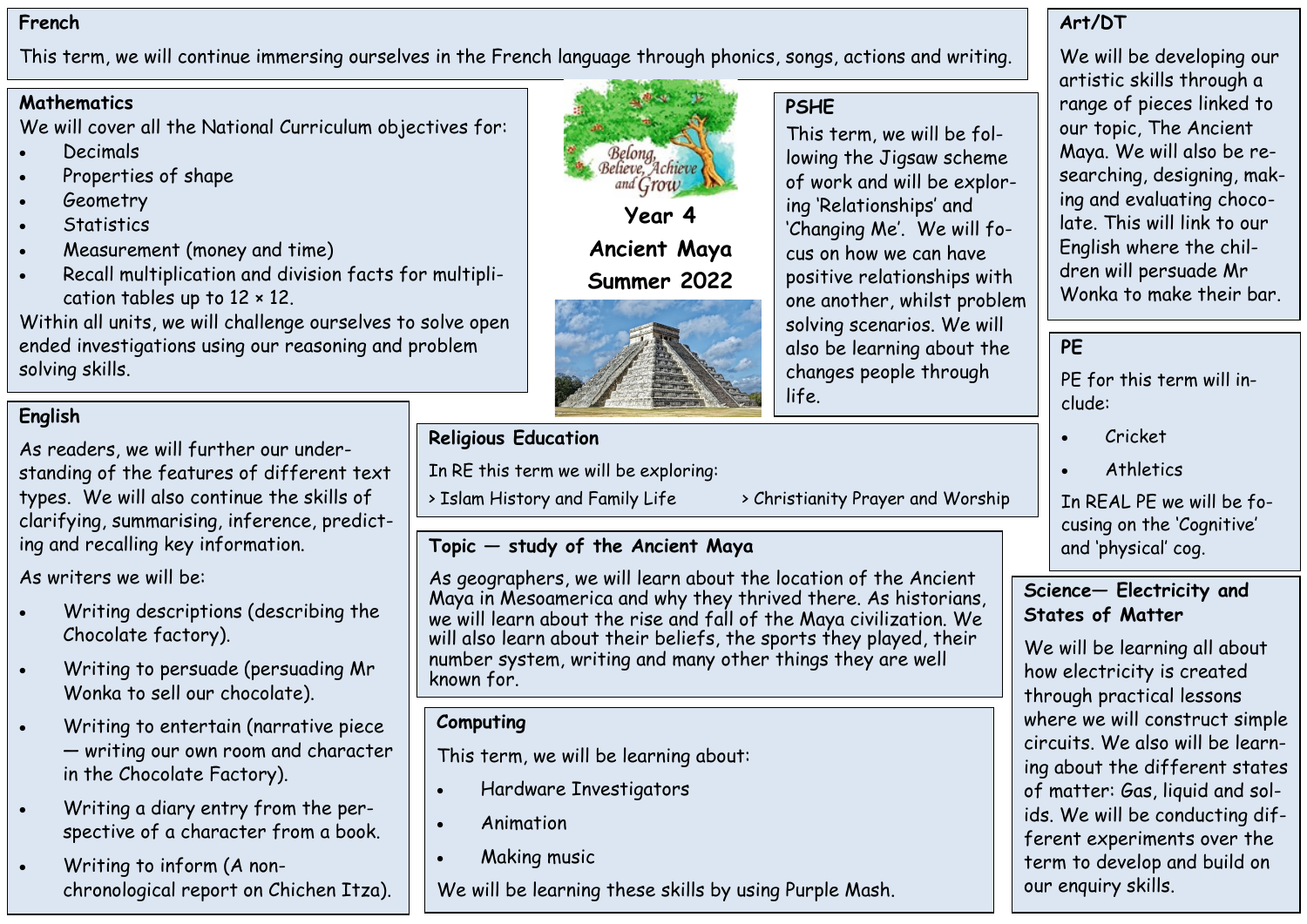# Year 4

# Ancient Maya

# Summer 2022

Belong, Believe, Achieve and Grow

## French

This term, we will continue immersing ourselves in the French language through phonics, songs, actions and writing.

## Mathematics

We will cover all the National Curriculum objectives for:

- Decimals
- Properties of shape
- Geometry
- Statistics
- Measurement (money and time)
- Recall multiplication and division facts for multiplication tables up to 12 × 12.

Within all units, we will challenge ourselves to solve open ended investigations using our reasoning and problem solving skills.

## PSHE

This term, we will be following the Jigsaw scheme of work and will be exploring 'Relationships' and 'Changing Me'. We will focus on how we can have positive relationships with one another, whilst problem solving scenarios. We will also be learning about the changes people through life.

## Art/DT

We will be developing our artistic skills through a range of pieces linked to our topic, The Ancient Maya. We will also be researching, designing, making and evaluating chocolate. This will link to our English where the children will persuade Mr Wonka to make their bar.

## English

As readers, we will further our understanding of the features of different text types. We will also continue the skills of clarifying, summarising, inference, predicting and recalling key information.

As writers we will be:

- Writing descriptions (describing the Chocolate factory).
- Writing to persuade (persuading Mr Wonka to sell our chocolate).
- Writing to entertain (narrative piece — writing our own room and character in the Chocolate Factory).
- Writing a diary entry from the perspective of a character from a book.
- Writing to inform (A non-chronological report on Chichen Itza).

## Religious Education

In RE this term we will be exploring:

> Islam History and Family Life

> Christianity Prayer and Worship

## PE

PE for this term will include:

- Cricket
- Athletics

In REAL PE we will be focusing on the 'Cognitive' and 'physical' cog.

## Topic — study of the Ancient Maya

As geographers, we will learn about the location of the Ancient Maya in Mesoamerica and why they thrived there. As historians, we will learn about the rise and fall of the Maya civilization. We will also learn about their beliefs, the sports they played, their number system, writing and many other things they are well known for.

## Computing

This term, we will be learning about:

- Hardware Investigators
- Animation
- Making music

We will be learning these skills by using Purple Mash.

## Science— Electricity and States of Matter

We will be learning all about how electricity is created through practical lessons where we will construct simple circuits. We also will be learning about the different states of matter: Gas, liquid and solids. We will be conducting different experiments over the term to develop and build on our enquiry skills.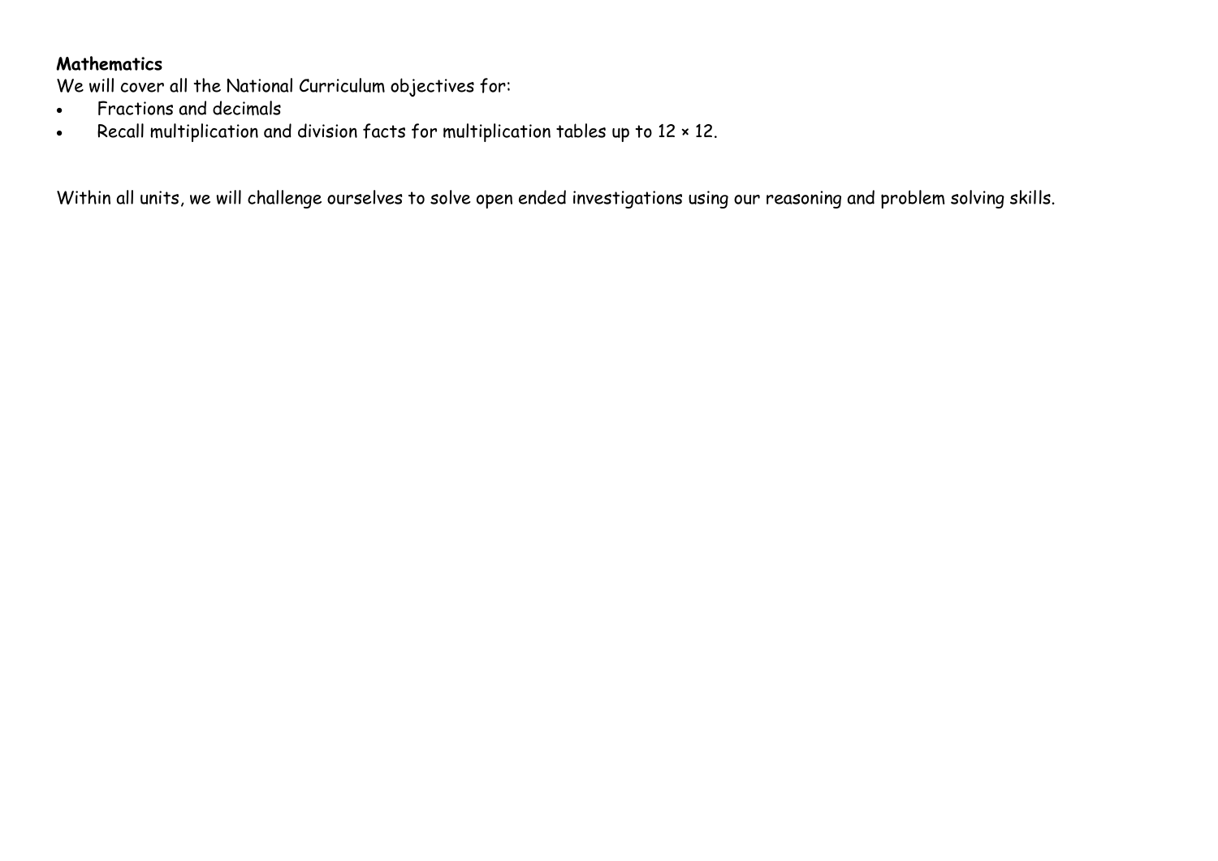**Mathematics**

We will cover all the National Curriculum objectives for:

- Fractions and decimals
- Recall multiplication and division facts for multiplication tables up to $12 \times 12$.

Within all units, we will challenge ourselves to solve open ended investigations using our reasoning and problem solving skills.